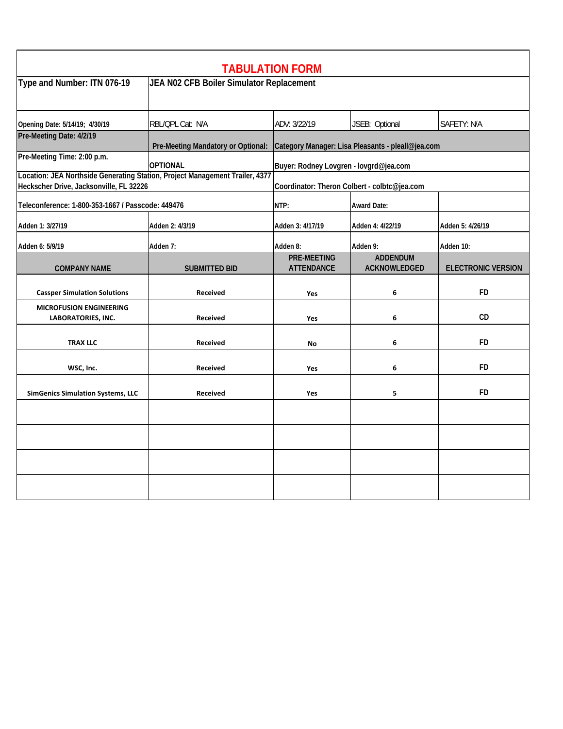# TABULATION FORM

| Type and Number: ITN 076-19 | JEA N02 CFB Boiler Simulator Replacement | | | |
|---|---|---|---|---|
| Opening Date: 5/14/19; 4/30/19 | RBL/QPL Cat: N/A | ADV: 3/22/19 | JSEB: Optional | SAFETY: N/A |
| Pre-Meeting Date: 4/2/19 | Pre-Meeting Mandatory or Optional: | Category Manager: Lisa Pleasants - pleall@jea.com | | |
| Pre-Meeting Time: 2:00 p.m. | OPTIONAL | Buyer: Rodney Lovgren - lovgrd@jea.com | | |
| Location: JEA Northside Generating Station, Project Management Trailer, 4377 Heckscher Drive, Jacksonville, FL 32226 | | Coordinator: Theron Colbert - colbtc@jea.com | | |
| Teleconference: 1-800-353-1667 / Passcode: 449476 | | NTP: | Award Date: | |
| Adden 1: 3/27/19 | Adden 2: 4/3/19 | Adden 3: 4/17/19 | Adden 4: 4/22/19 | Adden 5: 4/26/19 |
| Adden 6: 5/9/19 | Adden 7: | Adden 8: | Adden 9: | Adden 10: |

| COMPANY NAME | SUBMITTED BID | PRE-MEETING ATTENDANCE | ADDENDUM ACKNOWLEDGED | ELECTRONIC VERSION |
|---|---|---|---|---|
| Cassper Simulation Solutions | Received | Yes | 6 | FD |
| MICROFUSION ENGINEERING LABORATORIES, INC. | Received | Yes | 6 | CD |
| TRAX LLC | Received | No | 6 | FD |
| WSC, Inc. | Received | Yes | 6 | FD |
| SimGenics Simulation Systems, LLC | Received | Yes | 5 | FD |
| | | | | |
| | | | | |
| | | | | |
| | | | | |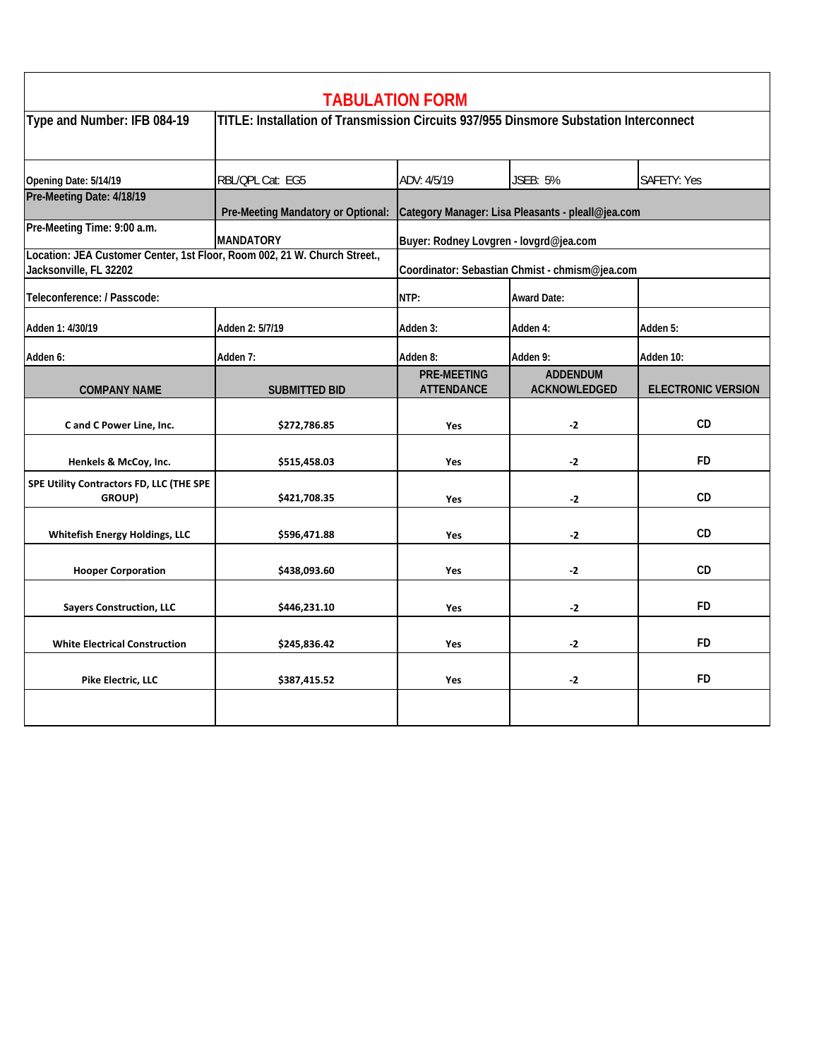# TABULATION FORM

| Type and Number: IFB 084-19 | TITLE: Installation of Transmission Circuits 937/955 Dinsmore Substation Interconnect | | | |
|---|---|---|---|---|
| Opening Date: 5/14/19 | RBL/QPL Cat: EG5 | ADV: 4/5/19 | JSEB: 5% | SAFETY: Yes |
| Pre-Meeting Date: 4/18/19 | Pre-Meeting Mandatory or Optional: | Category Manager: Lisa Pleasants - pleall@jea.com | | |
| Pre-Meeting Time: 9:00 a.m. | MANDATORY | Buyer: Rodney Lovgren - lovgrd@jea.com | | |
| Location: JEA Customer Center, 1st Floor, Room 002, 21 W. Church Street., Jacksonville, FL 32202 | | Coordinator: Sebastian Chmist - chmism@jea.com | | |
| Teleconference: / Passcode: | | NTP: | Award Date: | |
| Adden 1: 4/30/19 | Adden 2: 5/7/19 | Adden 3: | Adden 4: | Adden 5: |
| Adden 6: | Adden 7: | Adden 8: | Adden 9: | Adden 10: |

| COMPANY NAME | SUBMITTED BID | PRE-MEETING ATTENDANCE | ADDENDUM ACKNOWLEDGED | ELECTRONIC VERSION |
|---|---|---|---|---|
| C and C Power Line, Inc. | $272,786.85 | Yes | -2 | CD |
| Henkels & McCoy, Inc. | $515,458.03 | Yes | -2 | FD |
| SPE Utility Contractors FD, LLC (THE SPE GROUP) | $421,708.35 | Yes | -2 | CD |
| Whitefish Energy Holdings, LLC | $596,471.88 | Yes | -2 | CD |
| Hooper Corporation | $438,093.60 | Yes | -2 | CD |
| Sayers Construction, LLC | $446,231.10 | Yes | -2 | FD |
| White Electrical Construction | $245,836.42 | Yes | -2 | FD |
| Pike Electric, LLC | $387,415.52 | Yes | -2 | FD |
| | | | | |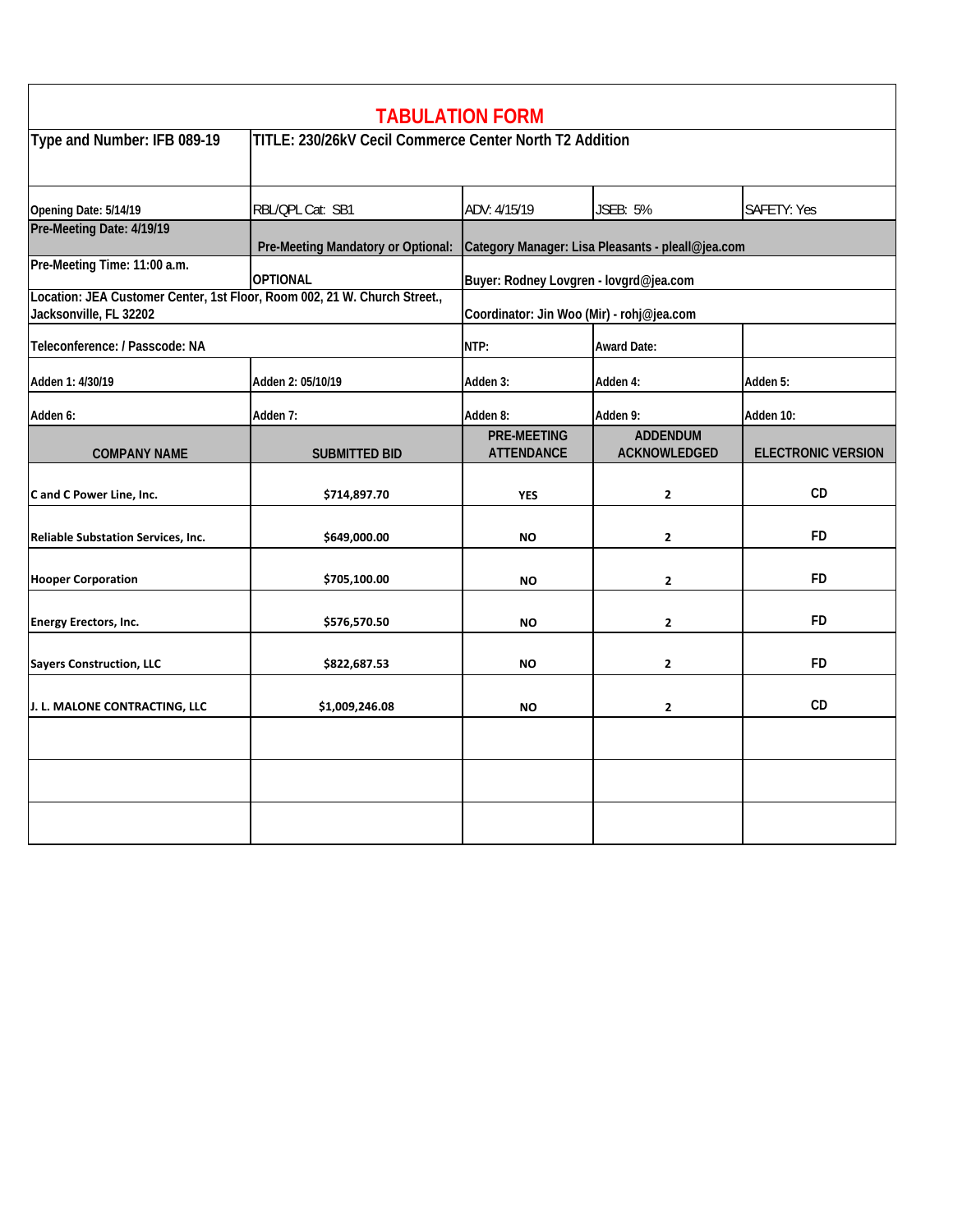# TABULATION FORM

| Type and Number: IFB 089-19 | TITLE: 230/26kV Cecil Commerce Center North T2 Addition | | | |
|---|---|---|---|---|
| Opening Date: 5/14/19 | RBL/QPL Cat: SB1 | ADV: 4/15/19 | JSEB: 5% | SAFETY: Yes |
| Pre-Meeting Date: 4/19/19 | Pre-Meeting Mandatory or Optional: | Category Manager: Lisa Pleasants - pleall@jea.com | | |
| Pre-Meeting Time: 11:00 a.m. | OPTIONAL | Buyer: Rodney Lovgren - lovgrd@jea.com | | |
| Location: JEA Customer Center, 1st Floor, Room 002, 21 W. Church Street., Jacksonville, FL 32202 | | Coordinator: Jin Woo (Mir) - rohj@jea.com | | |
| Teleconference: / Passcode: NA | | NTP: | Award Date: | |
| Adden 1: 4/30/19 | Adden 2: 05/10/19 | Adden 3: | Adden 4: | Adden 5: |
| Adden 6: | Adden 7: | Adden 8: | Adden 9: | Adden 10: |

| COMPANY NAME | SUBMITTED BID | PRE-MEETING ATTENDANCE | ADDENDUM ACKNOWLEDGED | ELECTRONIC VERSION |
|---|---|---|---|---|
| C and C Power Line, Inc. | $714,897.70 | YES | 2 | CD |
| Reliable Substation Services, Inc. | $649,000.00 | NO | 2 | FD |
| Hooper Corporation | $705,100.00 | NO | 2 | FD |
| Energy Erectors, Inc. | $576,570.50 | NO | 2 | FD |
| Sayers Construction, LLC | $822,687.53 | NO | 2 | FD |
| J. L. MALONE CONTRACTING, LLC | $1,009,246.08 | NO | 2 | CD |
| | | | | |
| | | | | |
| | | | | |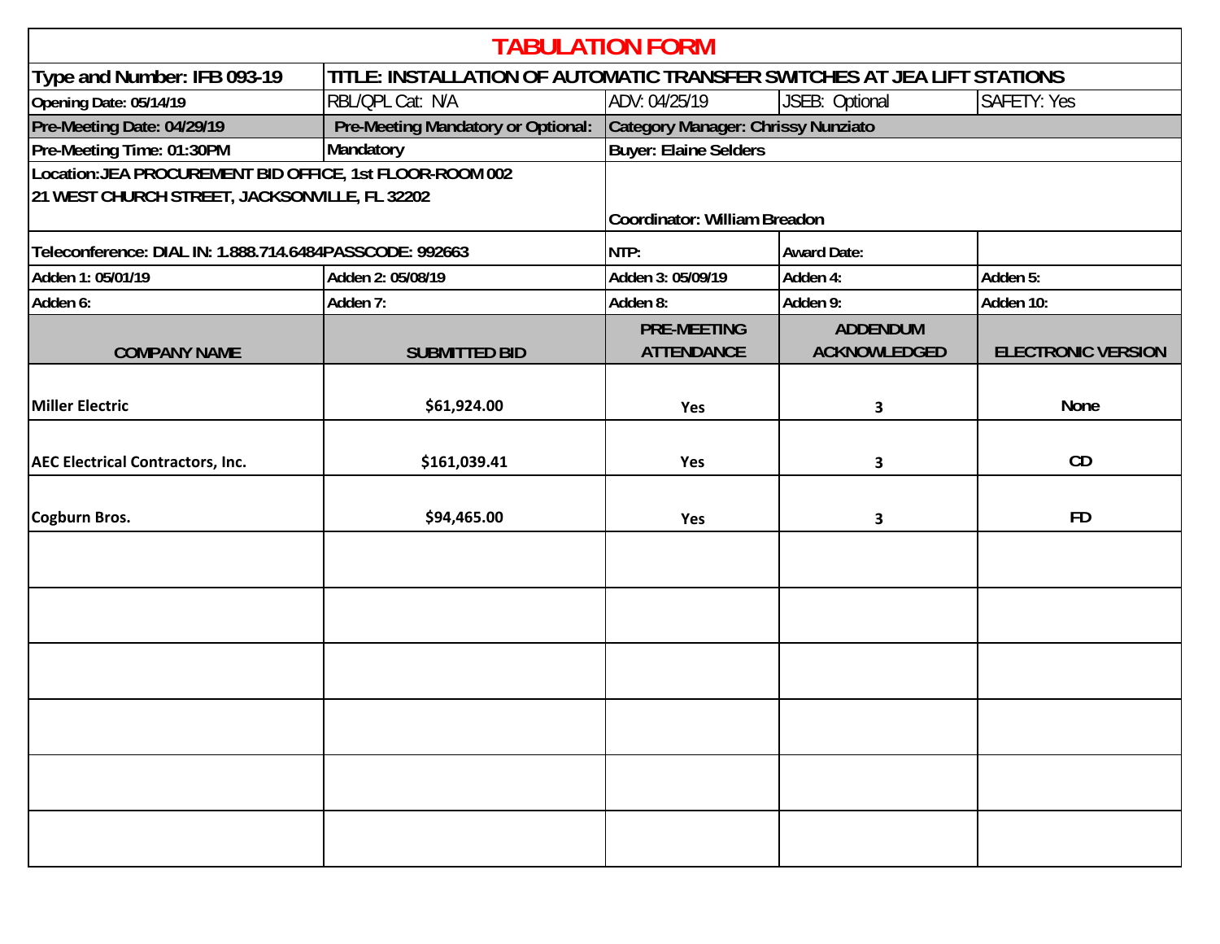# TABULATION FORM

| Type and Number: IFB 093-19 | TITLE: INSTALLATION OF AUTOMATIC TRANSFER SWITCHES AT JEA LIFT STATIONS | | | |
|---|---|---|---|---|
| Opening Date: 05/14/19 | RBL/QPL Cat: N/A | ADV: 04/25/19 | JSEB: Optional | SAFETY: Yes |
| Pre-Meeting Date: 04/29/19 | Pre-Meeting Mandatory or Optional: | Category Manager: Chrissy Nunziato | | |
| Pre-Meeting Time: 01:30PM | Mandatory | Buyer: Elaine Selders | | |
| Location: JEA PROCUREMENT BID OFFICE, 1st FLOOR-ROOM 002<br>21 WEST CHURCH STREET, JACKSONVILLE, FL 32202 | | Coordinator: William Breadon | | |
| Teleconference: DIAL IN: 1.888.714.6484 PASSCODE: 992663 | | NTP: | Award Date: | |
| Adden 1: 05/01/19 | Adden 2: 05/08/19 | Adden 3: 05/09/19 | Adden 4: | Adden 5: |
| Adden 6: | Adden 7: | Adden 8: | Adden 9: | Adden 10: |

| COMPANY NAME | SUBMITTED BID | PRE-MEETING ATTENDANCE | ADDENDUM ACKNOWLEDGED | ELECTRONIC VERSION |
|---|---|---|---|---|
| Miller Electric | $61,924.00 | Yes | 3 | None |
| AEC Electrical Contractors, Inc. | $161,039.41 | Yes | 3 | CD |
| Cogburn Bros. | $94,465.00 | Yes | 3 | FD |
| | | | | |
| | | | | |
| | | | | |
| | | | | |
| | | | | |
| | | | | |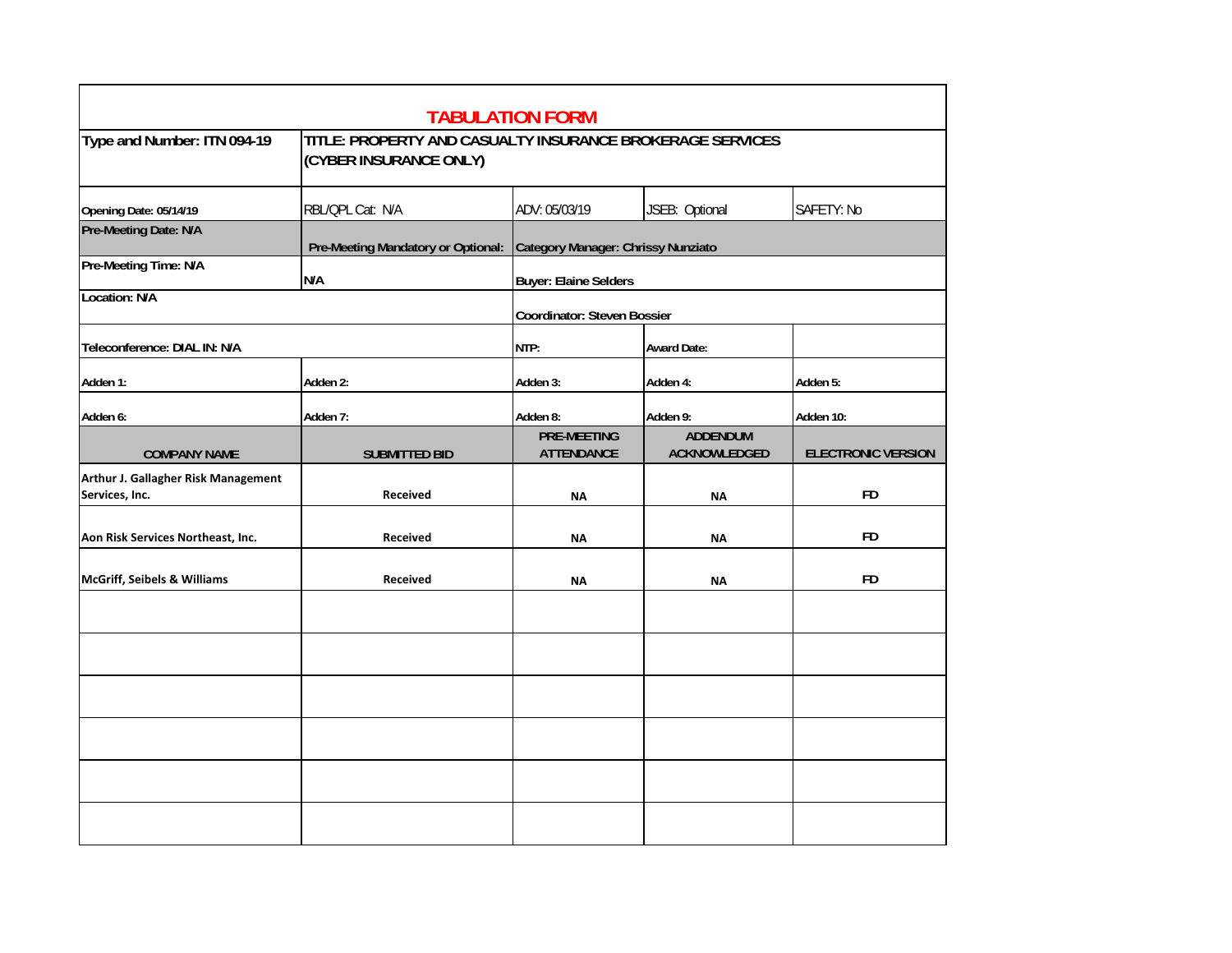# TABULATION FORM

| Type and Number: ITN 094-19 | TITLE: PROPERTY AND CASUALTY INSURANCE BROKERAGE SERVICES (CYBER INSURANCE ONLY) | | | |
|---|---|---|---|---|
| Opening Date: 05/14/19 | RBL/QPL Cat: N/A | ADV: 05/03/19 | JSEB: Optional | SAFETY: No |
| Pre-Meeting Date: N/A | Pre-Meeting Mandatory or Optional: | Category Manager: Chrissy Nunziato | | |
| Pre-Meeting Time: N/A | N/A | Buyer: Elaine Selders | | |
| Location: N/A | | Coordinator: Steven Bossier | | |
| Teleconference: DIAL IN: N/A | | NTP: | Award Date: | |
| Adden 1: | Adden 2: | Adden 3: | Adden 4: | Adden 5: |
| Adden 6: | Adden 7: | Adden 8: | Adden 9: | Adden 10: |
| **COMPANY NAME** | **SUBMITTED BID** | **PRE-MEETING ATTENDANCE** | **ADDENDUM ACKNOWLEDGED** | **ELECTRONIC VERSION** |
| Arthur J. Gallagher Risk Management Services, Inc. | Received | NA | NA | FD |
| Aon Risk Services Northeast, Inc. | Received | NA | NA | FD |
| McGriff, Seibels & Williams | Received | NA | NA | FD |
| | | | | |
| | | | | |
| | | | | |
| | | | | |
| | | | | |
| | | | | |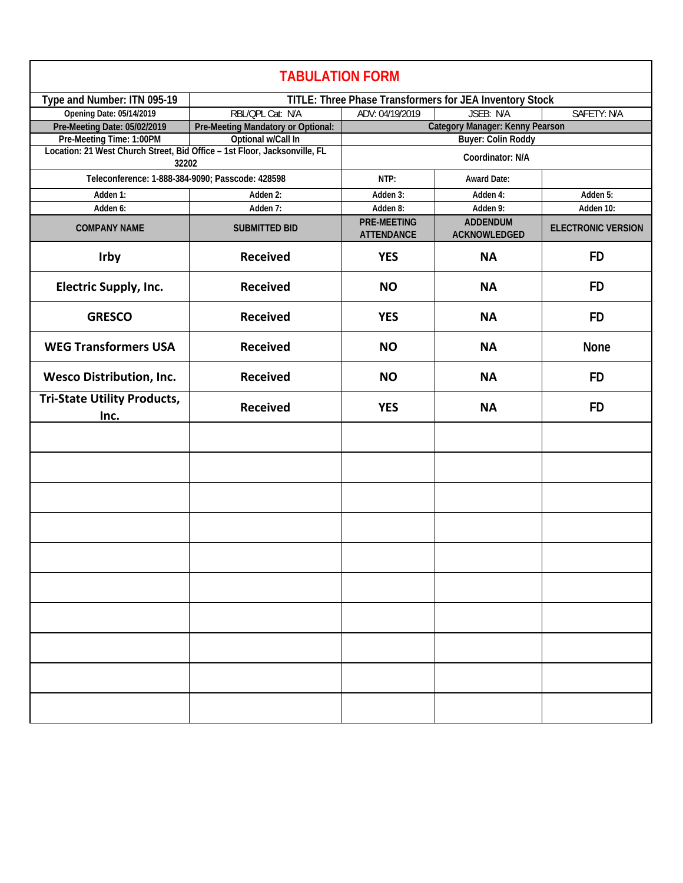# TABULATION FORM

| | | | | |
|---|---|---|---|---|
| Type and Number: ITN 095-19 | TITLE: Three Phase Transformers for JEA Inventory Stock | | | |
| Opening Date: 05/14/2019 | RBL/QPL Cat: N/A | ADV: 04/19/2019 | JSEB: N/A | SAFETY: N/A |
| Pre-Meeting Date: 05/02/2019 | Pre-Meeting Mandatory or Optional: | Category Manager: Kenny Pearson | | |
| Pre-Meeting Time: 1:00PM | Optional w/Call In | Buyer: Colin Roddy | | |
| Location: 21 West Church Street, Bid Office – 1st Floor, Jacksonville, FL 32202 | | Coordinator: N/A | | |
| Teleconference: 1-888-384-9090; Passcode: 428598 | | NTP: | Award Date: | |
| Adden 1: | Adden 2: | Adden 3: | Adden 4: | Adden 5: |
| Adden 6: | Adden 7: | Adden 8: | Adden 9: | Adden 10: |
| **COMPANY NAME** | **SUBMITTED BID** | **PRE-MEETING ATTENDANCE** | **ADDENDUM ACKNOWLEDGED** | **ELECTRONIC VERSION** |
| Irby | Received | YES | NA | FD |
| Electric Supply, Inc. | Received | NO | NA | FD |
| GRESCO | Received | YES | NA | FD |
| WEG Transformers USA | Received | NO | NA | None |
| Wesco Distribution, Inc. | Received | NO | NA | FD |
| Tri-State Utility Products, Inc. | Received | YES | NA | FD |
| | | | | |
| | | | | |
| | | | | |
| | | | | |
| | | | | |
| | | | | |
| | | | | |
| | | | | |
| | | | | |
| | | | | |